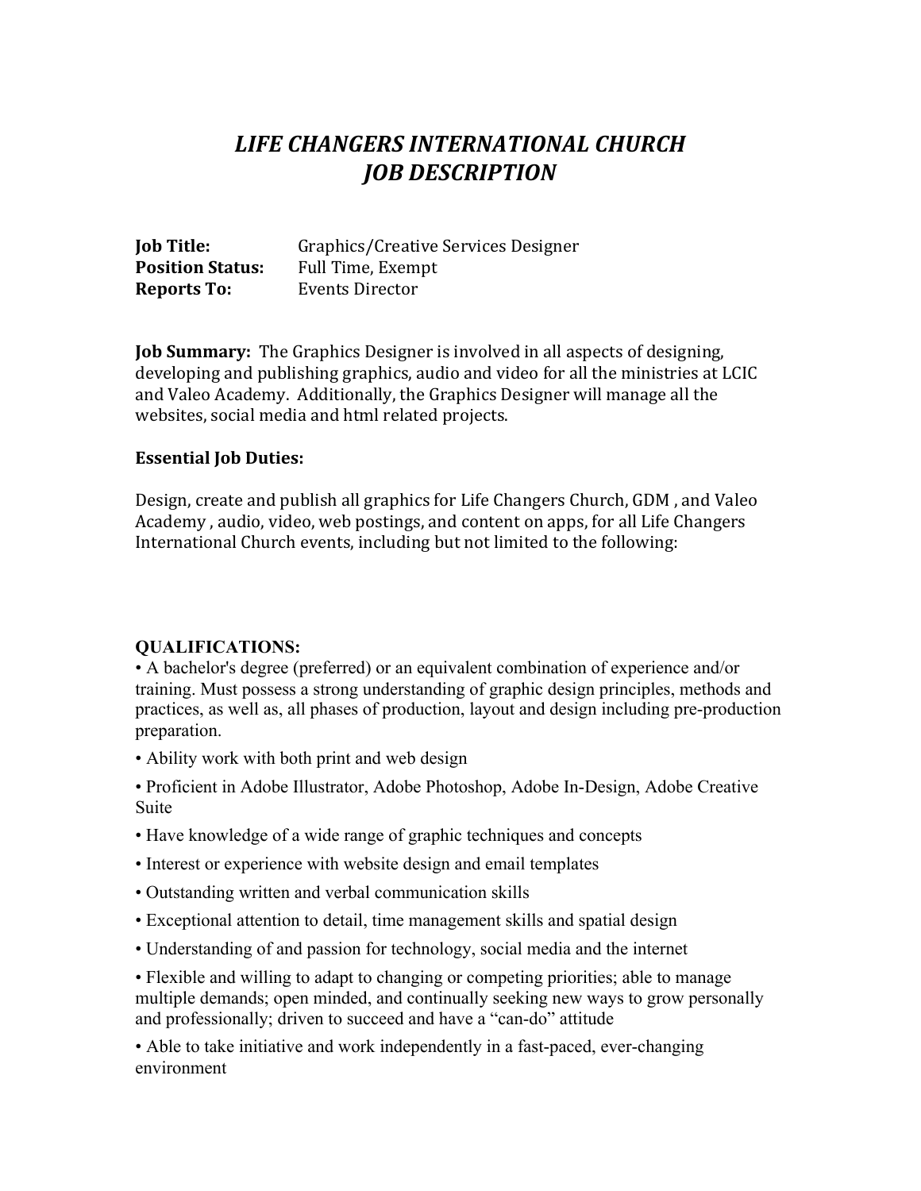# *LIFE CHANGERS INTERNATIONAL CHURCH*
# *JOB DESCRIPTION*

**Job Title:** Graphics/Creative Services Designer
**Position Status:** Full Time, Exempt
**Reports To:** Events Director

**Job Summary:** The Graphics Designer is involved in all aspects of designing, developing and publishing graphics, audio and video for all the ministries at LCIC and Valeo Academy. Additionally, the Graphics Designer will manage all the websites, social media and html related projects.

**Essential Job Duties:**

Design, create and publish all graphics for Life Changers Church, GDM , and Valeo Academy , audio, video, web postings, and content on apps, for all Life Changers International Church events, including but not limited to the following:

**QUALIFICATIONS:**

- A bachelor's degree (preferred) or an equivalent combination of experience and/or training. Must possess a strong understanding of graphic design principles, methods and practices, as well as, all phases of production, layout and design including pre-production preparation.
- Ability work with both print and web design
- Proficient in Adobe Illustrator, Adobe Photoshop, Adobe In-Design, Adobe Creative Suite
- Have knowledge of a wide range of graphic techniques and concepts
- Interest or experience with website design and email templates
- Outstanding written and verbal communication skills
- Exceptional attention to detail, time management skills and spatial design
- Understanding of and passion for technology, social media and the internet
- Flexible and willing to adapt to changing or competing priorities; able to manage multiple demands; open minded, and continually seeking new ways to grow personally and professionally; driven to succeed and have a "can-do" attitude
- Able to take initiative and work independently in a fast-paced, ever-changing environment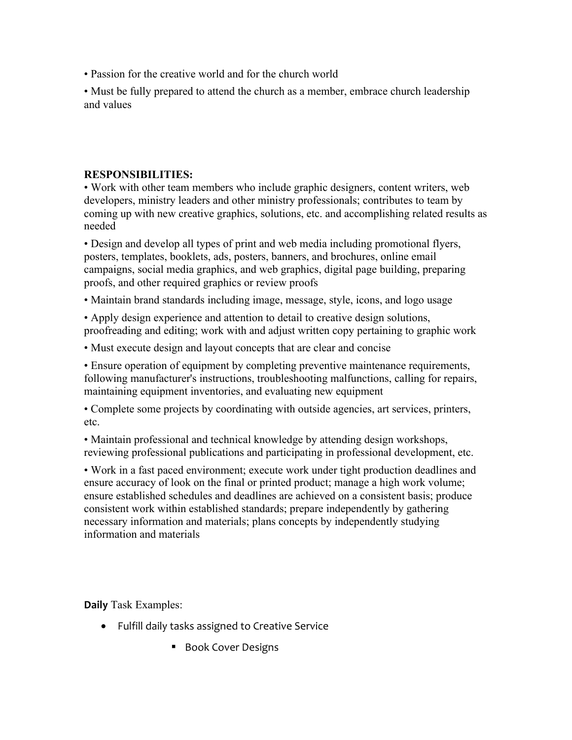• Passion for the creative world and for the church world

• Must be fully prepared to attend the church as a member, embrace church leadership and values

**RESPONSIBILITIES:**

• Work with other team members who include graphic designers, content writers, web developers, ministry leaders and other ministry professionals; contributes to team by coming up with new creative graphics, solutions, etc. and accomplishing related results as needed

• Design and develop all types of print and web media including promotional flyers, posters, templates, booklets, ads, posters, banners, and brochures, online email campaigns, social media graphics, and web graphics, digital page building, preparing proofs, and other required graphics or review proofs

• Maintain brand standards including image, message, style, icons, and logo usage

• Apply design experience and attention to detail to creative design solutions, proofreading and editing; work with and adjust written copy pertaining to graphic work

• Must execute design and layout concepts that are clear and concise

• Ensure operation of equipment by completing preventive maintenance requirements, following manufacturer's instructions, troubleshooting malfunctions, calling for repairs, maintaining equipment inventories, and evaluating new equipment

• Complete some projects by coordinating with outside agencies, art services, printers, etc.

• Maintain professional and technical knowledge by attending design workshops, reviewing professional publications and participating in professional development, etc.

• Work in a fast paced environment; execute work under tight production deadlines and ensure accuracy of look on the final or printed product; manage a high work volume; ensure established schedules and deadlines are achieved on a consistent basis; produce consistent work within established standards; prepare independently by gathering necessary information and materials; plans concepts by independently studying information and materials

**Daily** Task Examples:

- Fulfill daily tasks assigned to Creative Service
  - Book Cover Designs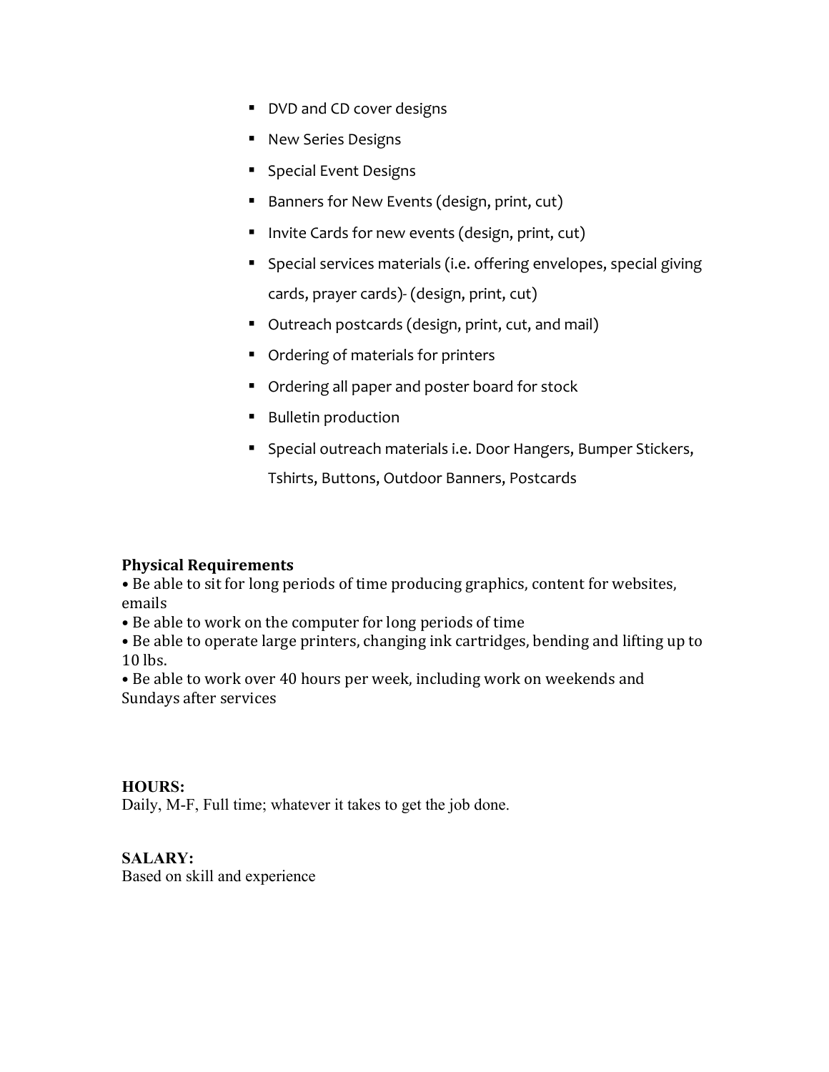- DVD and CD cover designs
- New Series Designs
- Special Event Designs
- Banners for New Events (design, print, cut)
- Invite Cards for new events (design, print, cut)
- Special services materials (i.e. offering envelopes, special giving cards, prayer cards)- (design, print, cut)
- Outreach postcards (design, print, cut, and mail)
- Ordering of materials for printers
- Ordering all paper and poster board for stock
- Bulletin production
- Special outreach materials i.e. Door Hangers, Bumper Stickers, Tshirts, Buttons, Outdoor Banners, Postcards

**Physical Requirements**

- Be able to sit for long periods of time producing graphics, content for websites, emails
- Be able to work on the computer for long periods of time
- Be able to operate large printers, changing ink cartridges, bending and lifting up to 10 lbs.
- Be able to work over 40 hours per week, including work on weekends and Sundays after services

**HOURS:**

Daily, M-F, Full time; whatever it takes to get the job done.

**SALARY:**

Based on skill and experience